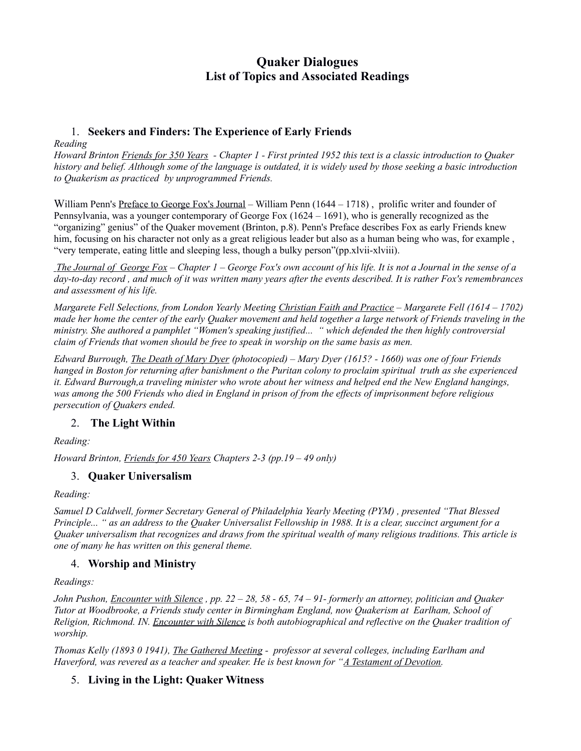# Quaker Dialogues
## List of Topics and Associated Readings

1. **Seekers and Finders: The Experience of Early Friends**

*Reading*

*Howard Brinton* Friends for 350 Years *- Chapter 1 - First printed 1952 this text is a classic introduction to Quaker history and belief. Although some of the language is outdated, it is widely used by those seeking a basic introduction to Quakerism as practiced by unprogrammed Friends.*

William Penn's Preface to George Fox's Journal – William Penn (1644 – 1718) , prolific writer and founder of Pennsylvania, was a younger contemporary of George Fox (1624 – 1691), who is generally recognized as the "organizing" genius" of the Quaker movement (Brinton, p.8). Penn's Preface describes Fox as early Friends knew him, focusing on his character not only as a great religious leader but also as a human being who was, for example , "very temperate, eating little and sleeping less, though a bulky person"(pp.xlvii-xlviii).

The Journal of George Fox *– Chapter 1 – George Fox's own account of his life. It is not a Journal in the sense of a day-to-day record , and much of it was written many years after the events described. It is rather Fox's remembrances and assessment of his life.*

*Margarete Fell Selections, from London Yearly Meeting* Christian Faith and Practice *– Margarete Fell (1614 – 1702) made her home the center of the early Quaker movement and held together a large network of Friends traveling in the ministry. She authored a pamphlet "Women's speaking justified... " which defended the then highly controversial claim of Friends that women should be free to speak in worship on the same basis as men.*

*Edward Burrough,* The Death of Mary Dyer *(photocopied) – Mary Dyer (1615? - 1660) was one of four Friends hanged in Boston for returning after banishment o the Puritan colony to proclaim spiritual truth as she experienced it. Edward Burrough,a traveling minister who wrote about her witness and helped end the New England hangings, was among the 500 Friends who died in England in prison of from the effects of imprisonment before religious persecution of Quakers ended.*

2. **The Light Within**

*Reading:*

*Howard Brinton,* Friends for 450 Years *Chapters 2-3 (pp.19 – 49 only)*

3. **Quaker Universalism**

*Reading:*

*Samuel D Caldwell, former Secretary General of Philadelphia Yearly Meeting (PYM) , presented "That Blessed Principle... " as an address to the Quaker Universalist Fellowship in 1988. It is a clear, succinct argument for a Quaker universalism that recognizes and draws from the spiritual wealth of many religious traditions. This article is one of many he has written on this general theme.*

4. **Worship and Ministry**

*Readings:*

*John Pushon,* Encounter with Silence *, pp. 22 – 28, 58 - 65, 74 – 91- formerly an attorney, politician and Quaker Tutor at Woodbrooke, a Friends study center in Birmingham England, now Quakerism at Earlham, School of Religion, Richmond. IN.* Encounter with Silence *is both autobiographical and reflective on the Quaker tradition of worship.*

*Thomas Kelly (1893 0 1941),* The Gathered Meeting *- professor at several colleges, including Earlham and Haverford, was revered as a teacher and speaker. He is best known for "*A Testament of Devotion*.*

5. **Living in the Light: Quaker Witness**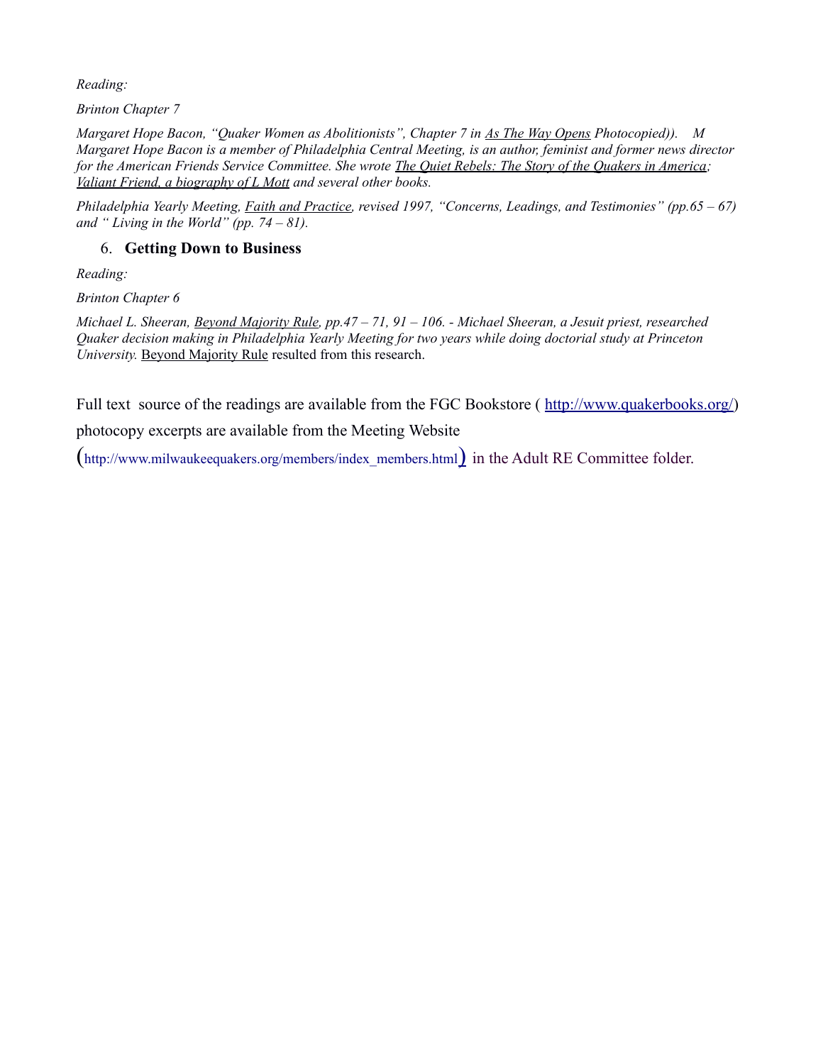*Reading:*

*Brinton Chapter 7*

*Margaret Hope Bacon, "Quaker Women as Abolitionists", Chapter 7 in As The Way Opens Photocopied)). M Margaret Hope Bacon is a member of Philadelphia Central Meeting, is an author, feminist and former news director for the American Friends Service Committee. She wrote The Quiet Rebels: The Story of the Quakers in America; Valiant Friend, a biography of L Mott and several other books.*

*Philadelphia Yearly Meeting, Faith and Practice, revised 1997, "Concerns, Leadings, and Testimonies" (pp.65 – 67) and " Living in the World" (pp. 74 – 81).*

6. **Getting Down to Business**

*Reading:*

*Brinton Chapter 6*

*Michael L. Sheeran, Beyond Majority Rule, pp.47 – 71, 91 – 106. - Michael Sheeran, a Jesuit priest, researched Quaker decision making in Philadelphia Yearly Meeting for two years while doing doctorial study at Princeton University.* Beyond Majority Rule resulted from this research.

Full text source of the readings are available from the FGC Bookstore ( http://www.quakerbooks.org/) photocopy excerpts are available from the Meeting Website (http://www.milwaukeequakers.org/members/index_members.html) in the Adult RE Committee folder.